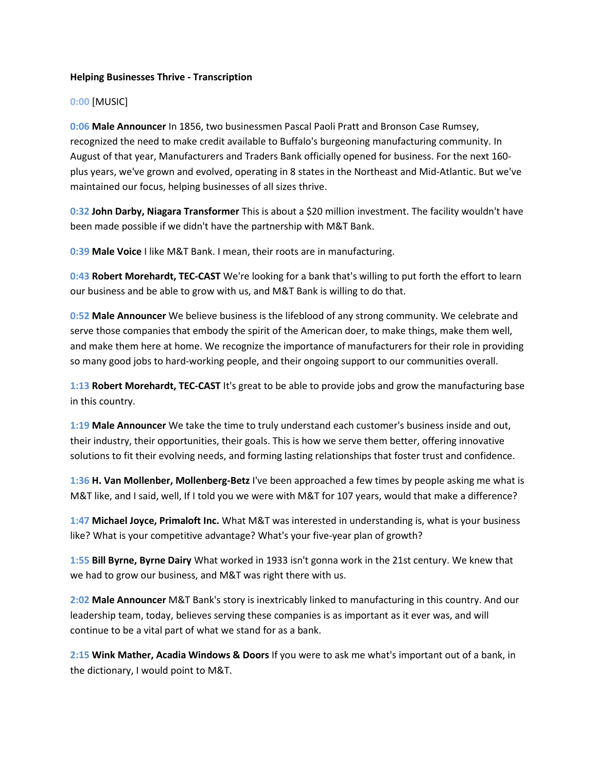**Helping Businesses Thrive - Transcription**

0:00 [MUSIC]

0:06 **Male Announcer** In 1856, two businessmen Pascal Paoli Pratt and Bronson Case Rumsey, recognized the need to make credit available to Buffalo's burgeoning manufacturing community. In August of that year, Manufacturers and Traders Bank officially opened for business. For the next 160-plus years, we've grown and evolved, operating in 8 states in the Northeast and Mid-Atlantic. But we've maintained our focus, helping businesses of all sizes thrive.

0:32 **John Darby, Niagara Transformer** This is about a $20 million investment. The facility wouldn't have been made possible if we didn't have the partnership with M&T Bank.

0:39 **Male Voice** I like M&T Bank. I mean, their roots are in manufacturing.

0:43 **Robert Morehardt, TEC-CAST** We're looking for a bank that's willing to put forth the effort to learn our business and be able to grow with us, and M&T Bank is willing to do that.

0:52 **Male Announcer** We believe business is the lifeblood of any strong community. We celebrate and serve those companies that embody the spirit of the American doer, to make things, make them well, and make them here at home. We recognize the importance of manufacturers for their role in providing so many good jobs to hard-working people, and their ongoing support to our communities overall.

1:13 **Robert Morehardt, TEC-CAST** It's great to be able to provide jobs and grow the manufacturing base in this country.

1:19 **Male Announcer** We take the time to truly understand each customer's business inside and out, their industry, their opportunities, their goals. This is how we serve them better, offering innovative solutions to fit their evolving needs, and forming lasting relationships that foster trust and confidence.

1:36 **H. Van Mollenber, Mollenberg-Betz** I've been approached a few times by people asking me what is M&T like, and I said, well, If I told you we were with M&T for 107 years, would that make a difference?

1:47 **Michael Joyce, Primaloft Inc.** What M&T was interested in understanding is, what is your business like? What is your competitive advantage? What's your five-year plan of growth?

1:55 **Bill Byrne, Byrne Dairy** What worked in 1933 isn't gonna work in the 21st century. We knew that we had to grow our business, and M&T was right there with us.

2:02 **Male Announcer** M&T Bank's story is inextricably linked to manufacturing in this country. And our leadership team, today, believes serving these companies is as important as it ever was, and will continue to be a vital part of what we stand for as a bank.

2:15 **Wink Mather, Acadia Windows & Doors** If you were to ask me what's important out of a bank, in the dictionary, I would point to M&T.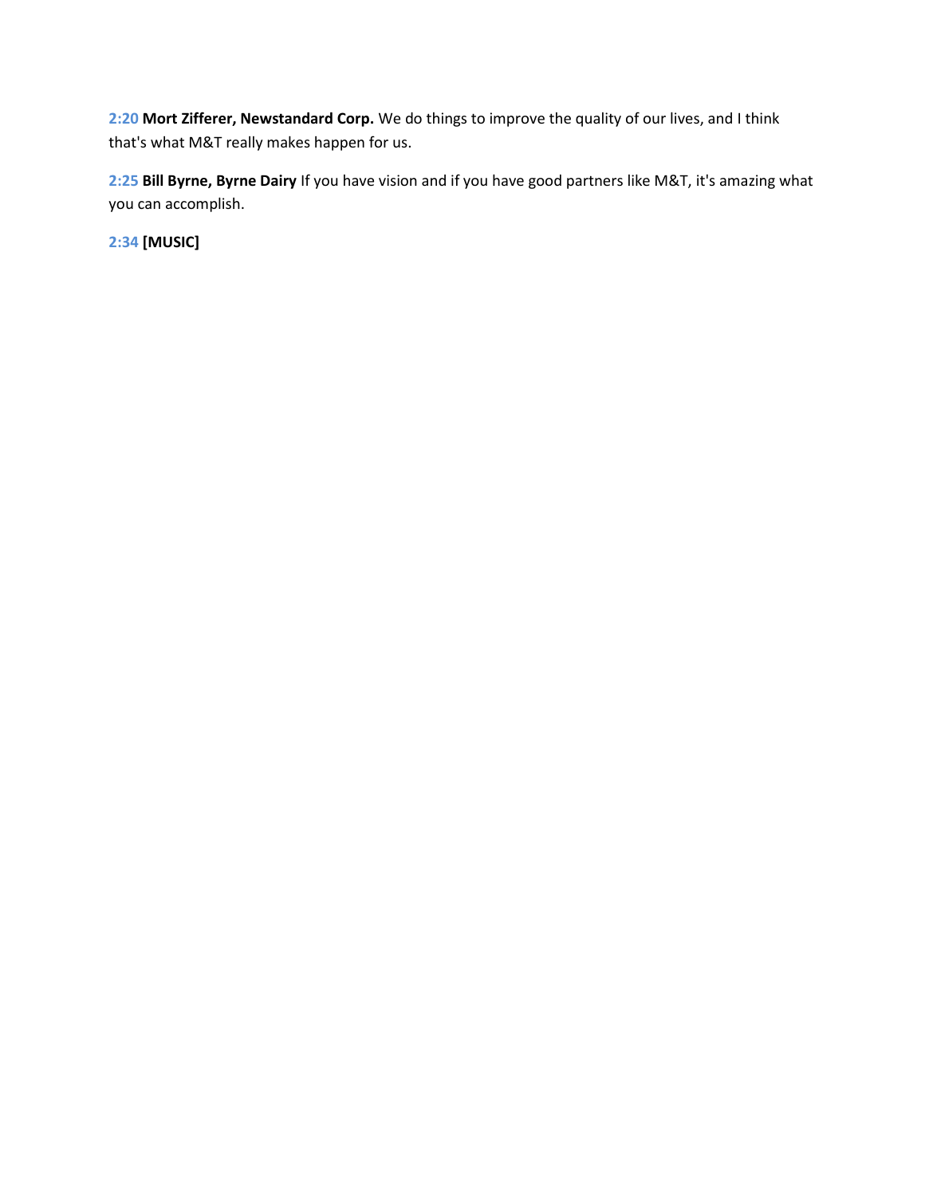2:20 **Mort Zifferer, Newstandard Corp.** We do things to improve the quality of our lives, and I think that's what M&T really makes happen for us.

2:25 **Bill Byrne, Byrne Dairy** If you have vision and if you have good partners like M&T, it's amazing what you can accomplish.

2:34 **[MUSIC]**